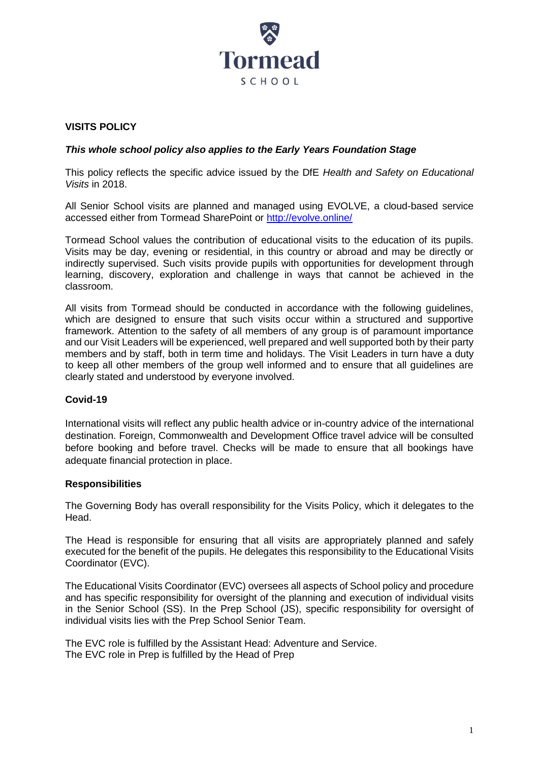Tormead

SCHOOL

**VISITS POLICY**

***This whole school policy also applies to the Early Years Foundation Stage***

This policy reflects the specific advice issued by the DfE *Health and Safety on Educational Visits* in 2018.

All Senior School visits are planned and managed using EVOLVE, a cloud-based service accessed either from Tormead SharePoint or [http://evolve.online/](http://evolve.online/)

Tormead School values the contribution of educational visits to the education of its pupils. Visits may be day, evening or residential, in this country or abroad and may be directly or indirectly supervised. Such visits provide pupils with opportunities for development through learning, discovery, exploration and challenge in ways that cannot be achieved in the classroom.

All visits from Tormead should be conducted in accordance with the following guidelines, which are designed to ensure that such visits occur within a structured and supportive framework. Attention to the safety of all members of any group is of paramount importance and our Visit Leaders will be experienced, well prepared and well supported both by their party members and by staff, both in term time and holidays. The Visit Leaders in turn have a duty to keep all other members of the group well informed and to ensure that all guidelines are clearly stated and understood by everyone involved.

**Covid-19**

International visits will reflect any public health advice or in-country advice of the international destination. Foreign, Commonwealth and Development Office travel advice will be consulted before booking and before travel. Checks will be made to ensure that all bookings have adequate financial protection in place.

**Responsibilities**

The Governing Body has overall responsibility for the Visits Policy, which it delegates to the Head.

The Head is responsible for ensuring that all visits are appropriately planned and safely executed for the benefit of the pupils. He delegates this responsibility to the Educational Visits Coordinator (EVC).

The Educational Visits Coordinator (EVC) oversees all aspects of School policy and procedure and has specific responsibility for oversight of the planning and execution of individual visits in the Senior School (SS). In the Prep School (JS), specific responsibility for oversight of individual visits lies with the Prep School Senior Team.

The EVC role is fulfilled by the Assistant Head: Adventure and Service.
The EVC role in Prep is fulfilled by the Head of Prep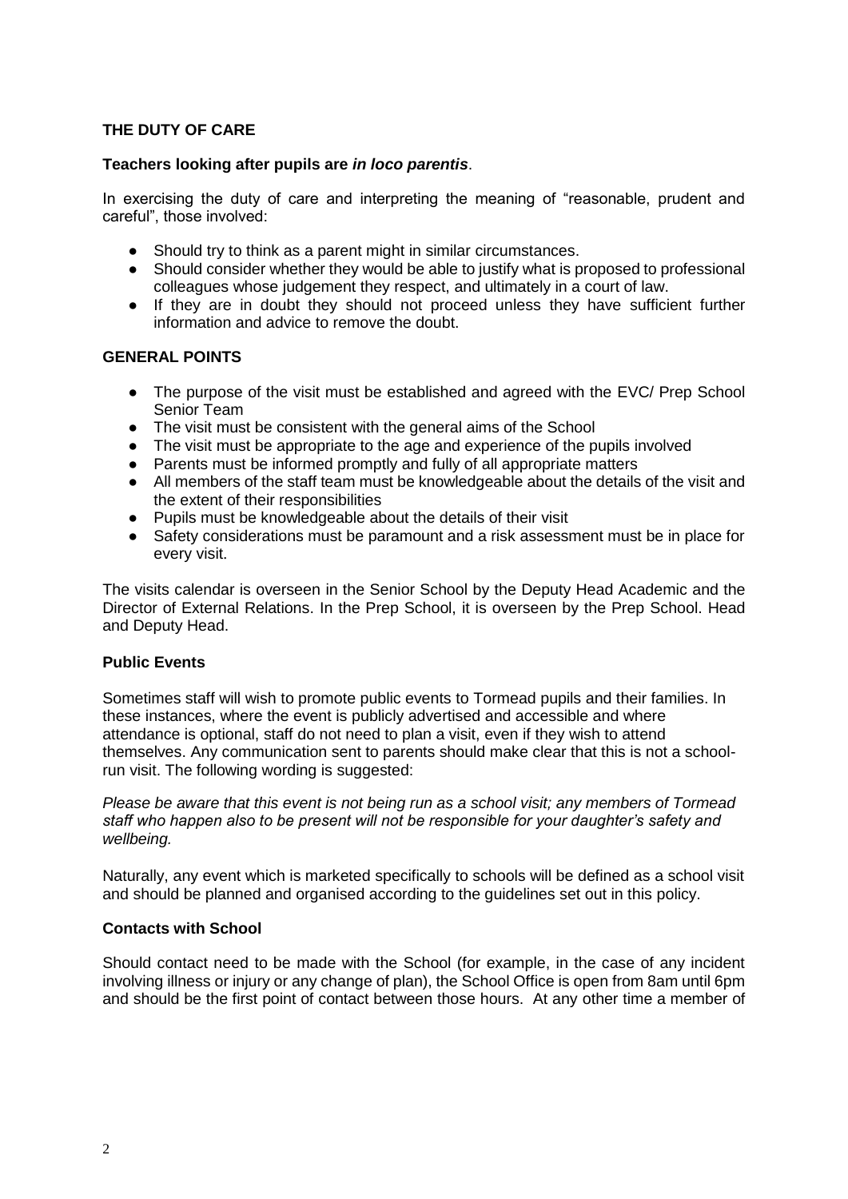## THE DUTY OF CARE

**Teachers looking after pupils are *in loco parentis*.**

In exercising the duty of care and interpreting the meaning of "reasonable, prudent and careful", those involved:

- Should try to think as a parent might in similar circumstances.
- Should consider whether they would be able to justify what is proposed to professional colleagues whose judgement they respect, and ultimately in a court of law.
- If they are in doubt they should not proceed unless they have sufficient further information and advice to remove the doubt.

## GENERAL POINTS

- The purpose of the visit must be established and agreed with the EVC/ Prep School Senior Team
- The visit must be consistent with the general aims of the School
- The visit must be appropriate to the age and experience of the pupils involved
- Parents must be informed promptly and fully of all appropriate matters
- All members of the staff team must be knowledgeable about the details of the visit and the extent of their responsibilities
- Pupils must be knowledgeable about the details of their visit
- Safety considerations must be paramount and a risk assessment must be in place for every visit.

The visits calendar is overseen in the Senior School by the Deputy Head Academic and the Director of External Relations. In the Prep School, it is overseen by the Prep School. Head and Deputy Head.

### Public Events

Sometimes staff will wish to promote public events to Tormead pupils and their families. In these instances, where the event is publicly advertised and accessible and where attendance is optional, staff do not need to plan a visit, even if they wish to attend themselves. Any communication sent to parents should make clear that this is not a school-run visit. The following wording is suggested:

*Please be aware that this event is not being run as a school visit; any members of Tormead staff who happen also to be present will not be responsible for your daughter's safety and wellbeing.*

Naturally, any event which is marketed specifically to schools will be defined as a school visit and should be planned and organised according to the guidelines set out in this policy.

### Contacts with School

Should contact need to be made with the School (for example, in the case of any incident involving illness or injury or any change of plan), the School Office is open from 8am until 6pm and should be the first point of contact between those hours. At any other time a member of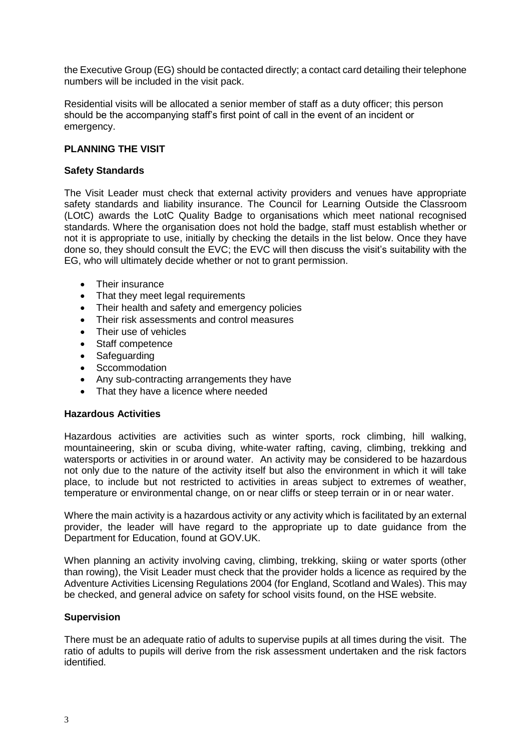the Executive Group (EG) should be contacted directly; a contact card detailing their telephone numbers will be included in the visit pack.

Residential visits will be allocated a senior member of staff as a duty officer; this person should be the accompanying staff's first point of call in the event of an incident or emergency.

## PLANNING THE VISIT

### Safety Standards

The Visit Leader must check that external activity providers and venues have appropriate safety standards and liability insurance. The Council for Learning Outside the Classroom (LOtC) awards the LotC Quality Badge to organisations which meet national recognised standards. Where the organisation does not hold the badge, staff must establish whether or not it is appropriate to use, initially by checking the details in the list below. Once they have done so, they should consult the EVC; the EVC will then discuss the visit's suitability with the EG, who will ultimately decide whether or not to grant permission.

- Their insurance
- That they meet legal requirements
- Their health and safety and emergency policies
- Their risk assessments and control measures
- Their use of vehicles
- Staff competence
- Safeguarding
- Sccommodation
- Any sub-contracting arrangements they have
- That they have a licence where needed

### Hazardous Activities

Hazardous activities are activities such as winter sports, rock climbing, hill walking, mountaineering, skin or scuba diving, white-water rafting, caving, climbing, trekking and watersports or activities in or around water. An activity may be considered to be hazardous not only due to the nature of the activity itself but also the environment in which it will take place, to include but not restricted to activities in areas subject to extremes of weather, temperature or environmental change, on or near cliffs or steep terrain or in or near water.

Where the main activity is a hazardous activity or any activity which is facilitated by an external provider, the leader will have regard to the appropriate up to date guidance from the Department for Education, found at GOV.UK.

When planning an activity involving caving, climbing, trekking, skiing or water sports (other than rowing), the Visit Leader must check that the provider holds a licence as required by the Adventure Activities Licensing Regulations 2004 (for England, Scotland and Wales). This may be checked, and general advice on safety for school visits found, on the HSE website.

### Supervision

There must be an adequate ratio of adults to supervise pupils at all times during the visit. The ratio of adults to pupils will derive from the risk assessment undertaken and the risk factors identified.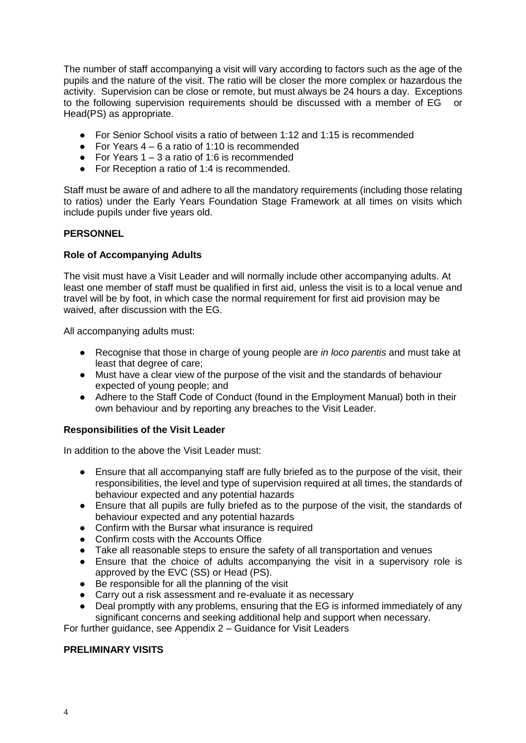The number of staff accompanying a visit will vary according to factors such as the age of the pupils and the nature of the visit. The ratio will be closer the more complex or hazardous the activity. Supervision can be close or remote, but must always be 24 hours a day. Exceptions to the following supervision requirements should be discussed with a member of EG or Head(PS) as appropriate.

- For Senior School visits a ratio of between 1:12 and 1:15 is recommended
- For Years 4 – 6 a ratio of 1:10 is recommended
- For Years 1 – 3 a ratio of 1:6 is recommended
- For Reception a ratio of 1:4 is recommended.

Staff must be aware of and adhere to all the mandatory requirements (including those relating to ratios) under the Early Years Foundation Stage Framework at all times on visits which include pupils under five years old.

## PERSONNEL

### Role of Accompanying Adults

The visit must have a Visit Leader and will normally include other accompanying adults. At least one member of staff must be qualified in first aid, unless the visit is to a local venue and travel will be by foot, in which case the normal requirement for first aid provision may be waived, after discussion with the EG.

All accompanying adults must:

- Recognise that those in charge of young people are *in loco parentis* and must take at least that degree of care;
- Must have a clear view of the purpose of the visit and the standards of behaviour expected of young people; and
- Adhere to the Staff Code of Conduct (found in the Employment Manual) both in their own behaviour and by reporting any breaches to the Visit Leader.

### Responsibilities of the Visit Leader

In addition to the above the Visit Leader must:

- Ensure that all accompanying staff are fully briefed as to the purpose of the visit, their responsibilities, the level and type of supervision required at all times, the standards of behaviour expected and any potential hazards
- Ensure that all pupils are fully briefed as to the purpose of the visit, the standards of behaviour expected and any potential hazards
- Confirm with the Bursar what insurance is required
- Confirm costs with the Accounts Office
- Take all reasonable steps to ensure the safety of all transportation and venues
- Ensure that the choice of adults accompanying the visit in a supervisory role is approved by the EVC (SS) or Head (PS).
- Be responsible for all the planning of the visit
- Carry out a risk assessment and re-evaluate it as necessary
- Deal promptly with any problems, ensuring that the EG is informed immediately of any significant concerns and seeking additional help and support when necessary.

For further guidance, see Appendix 2 – Guidance for Visit Leaders

## PRELIMINARY VISITS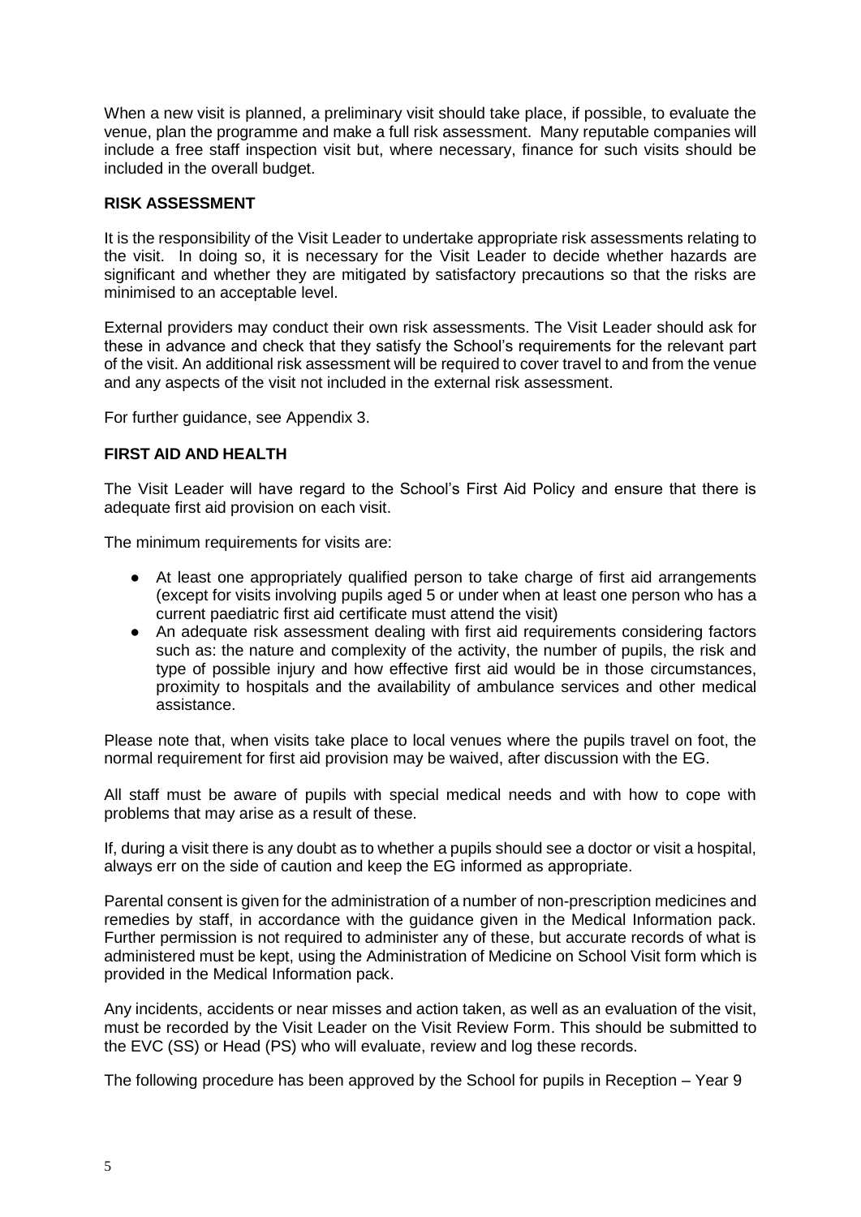When a new visit is planned, a preliminary visit should take place, if possible, to evaluate the venue, plan the programme and make a full risk assessment. Many reputable companies will include a free staff inspection visit but, where necessary, finance for such visits should be included in the overall budget.

**RISK ASSESSMENT**

It is the responsibility of the Visit Leader to undertake appropriate risk assessments relating to the visit. In doing so, it is necessary for the Visit Leader to decide whether hazards are significant and whether they are mitigated by satisfactory precautions so that the risks are minimised to an acceptable level.

External providers may conduct their own risk assessments. The Visit Leader should ask for these in advance and check that they satisfy the School's requirements for the relevant part of the visit. An additional risk assessment will be required to cover travel to and from the venue and any aspects of the visit not included in the external risk assessment.

For further guidance, see Appendix 3.

**FIRST AID AND HEALTH**

The Visit Leader will have regard to the School's First Aid Policy and ensure that there is adequate first aid provision on each visit.

The minimum requirements for visits are:

- At least one appropriately qualified person to take charge of first aid arrangements (except for visits involving pupils aged 5 or under when at least one person who has a current paediatric first aid certificate must attend the visit)
- An adequate risk assessment dealing with first aid requirements considering factors such as: the nature and complexity of the activity, the number of pupils, the risk and type of possible injury and how effective first aid would be in those circumstances, proximity to hospitals and the availability of ambulance services and other medical assistance.

Please note that, when visits take place to local venues where the pupils travel on foot, the normal requirement for first aid provision may be waived, after discussion with the EG.

All staff must be aware of pupils with special medical needs and with how to cope with problems that may arise as a result of these.

If, during a visit there is any doubt as to whether a pupils should see a doctor or visit a hospital, always err on the side of caution and keep the EG informed as appropriate.

Parental consent is given for the administration of a number of non-prescription medicines and remedies by staff, in accordance with the guidance given in the Medical Information pack. Further permission is not required to administer any of these, but accurate records of what is administered must be kept, using the Administration of Medicine on School Visit form which is provided in the Medical Information pack.

Any incidents, accidents or near misses and action taken, as well as an evaluation of the visit, must be recorded by the Visit Leader on the Visit Review Form. This should be submitted to the EVC (SS) or Head (PS) who will evaluate, review and log these records.

The following procedure has been approved by the School for pupils in Reception – Year 9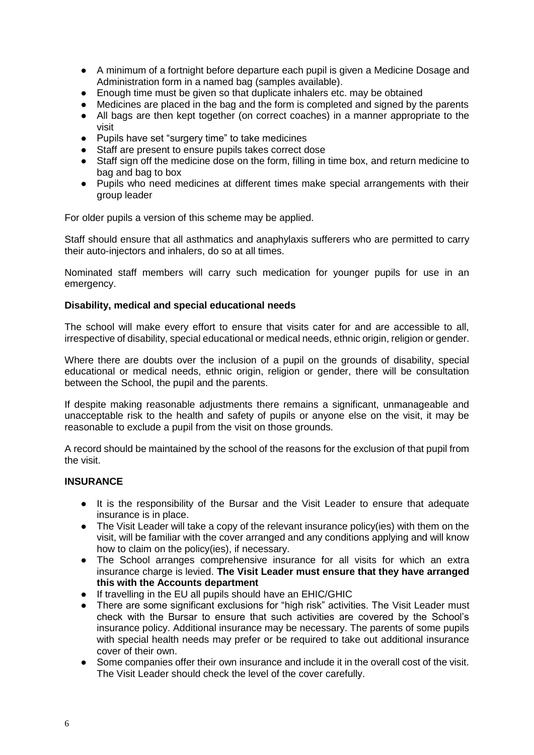- A minimum of a fortnight before departure each pupil is given a Medicine Dosage and Administration form in a named bag (samples available).
- Enough time must be given so that duplicate inhalers etc. may be obtained
- Medicines are placed in the bag and the form is completed and signed by the parents
- All bags are then kept together (on correct coaches) in a manner appropriate to the visit
- Pupils have set "surgery time" to take medicines
- Staff are present to ensure pupils takes correct dose
- Staff sign off the medicine dose on the form, filling in time box, and return medicine to bag and bag to box
- Pupils who need medicines at different times make special arrangements with their group leader

For older pupils a version of this scheme may be applied.

Staff should ensure that all asthmatics and anaphylaxis sufferers who are permitted to carry their auto-injectors and inhalers, do so at all times.

Nominated staff members will carry such medication for younger pupils for use in an emergency.

**Disability, medical and special educational needs**

The school will make every effort to ensure that visits cater for and are accessible to all, irrespective of disability, special educational or medical needs, ethnic origin, religion or gender.

Where there are doubts over the inclusion of a pupil on the grounds of disability, special educational or medical needs, ethnic origin, religion or gender, there will be consultation between the School, the pupil and the parents.

If despite making reasonable adjustments there remains a significant, unmanageable and unacceptable risk to the health and safety of pupils or anyone else on the visit, it may be reasonable to exclude a pupil from the visit on those grounds.

A record should be maintained by the school of the reasons for the exclusion of that pupil from the visit.

**INSURANCE**

- It is the responsibility of the Bursar and the Visit Leader to ensure that adequate insurance is in place.
- The Visit Leader will take a copy of the relevant insurance policy(ies) with them on the visit, will be familiar with the cover arranged and any conditions applying and will know how to claim on the policy(ies), if necessary.
- The School arranges comprehensive insurance for all visits for which an extra insurance charge is levied. **The Visit Leader must ensure that they have arranged this with the Accounts department**
- If travelling in the EU all pupils should have an EHIC/GHIC
- There are some significant exclusions for "high risk" activities. The Visit Leader must check with the Bursar to ensure that such activities are covered by the School's insurance policy. Additional insurance may be necessary. The parents of some pupils with special health needs may prefer or be required to take out additional insurance cover of their own.
- Some companies offer their own insurance and include it in the overall cost of the visit. The Visit Leader should check the level of the cover carefully.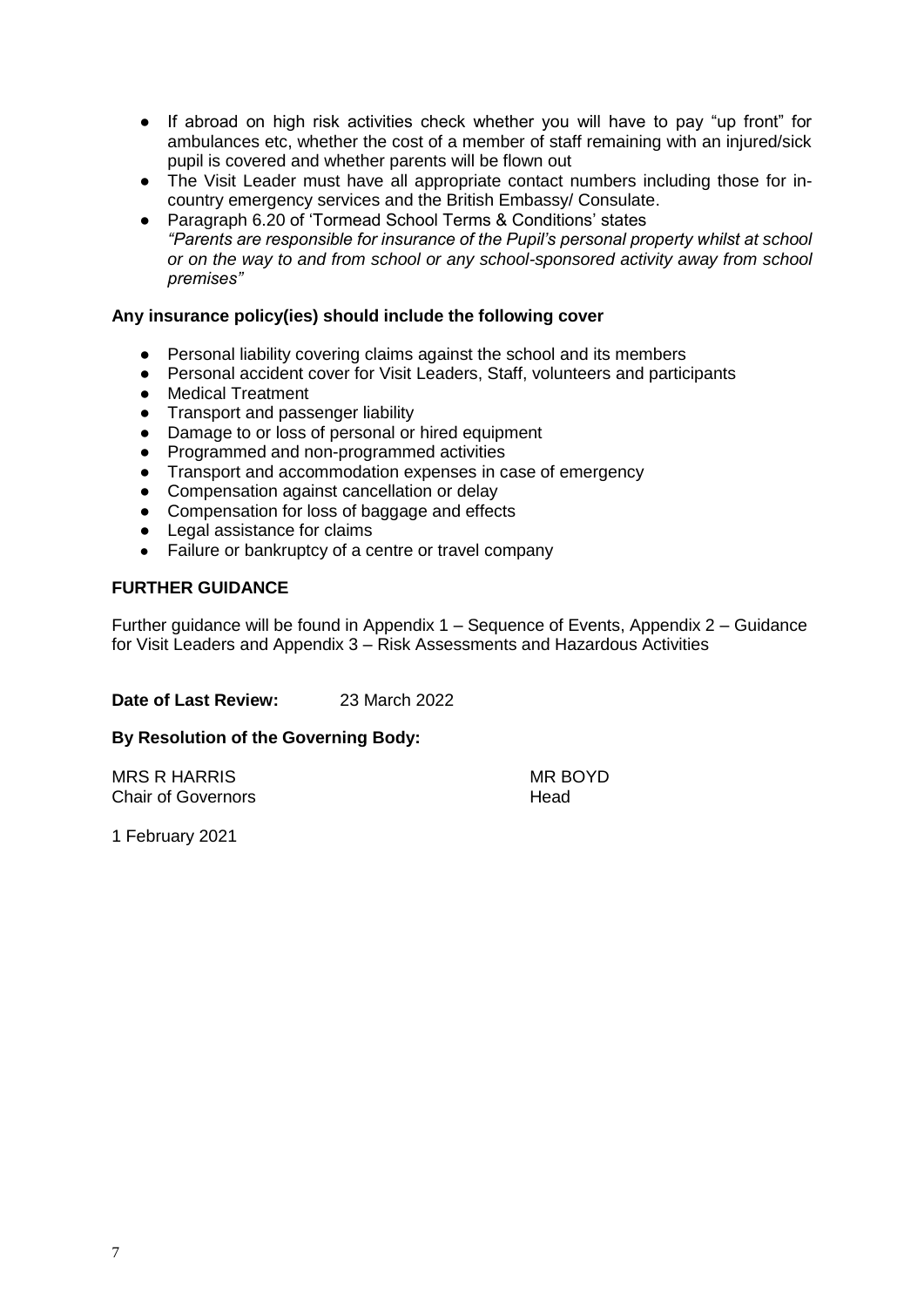- If abroad on high risk activities check whether you will have to pay "up front" for ambulances etc, whether the cost of a member of staff remaining with an injured/sick pupil is covered and whether parents will be flown out
- The Visit Leader must have all appropriate contact numbers including those for in-country emergency services and the British Embassy/ Consulate.
- Paragraph 6.20 of 'Tormead School Terms & Conditions' states *"Parents are responsible for insurance of the Pupil's personal property whilst at school or on the way to and from school or any school-sponsored activity away from school premises"*

**Any insurance policy(ies) should include the following cover**

- Personal liability covering claims against the school and its members
- Personal accident cover for Visit Leaders, Staff, volunteers and participants
- Medical Treatment
- Transport and passenger liability
- Damage to or loss of personal or hired equipment
- Programmed and non-programmed activities
- Transport and accommodation expenses in case of emergency
- Compensation against cancellation or delay
- Compensation for loss of baggage and effects
- Legal assistance for claims
- Failure or bankruptcy of a centre or travel company

**FURTHER GUIDANCE**

Further guidance will be found in Appendix 1 – Sequence of Events, Appendix 2 – Guidance for Visit Leaders and Appendix 3 – Risk Assessments and Hazardous Activities

**Date of Last Review:** 23 March 2022

**By Resolution of the Governing Body:**

MRS R HARRIS
Chair of Governors

MR BOYD
Head

1 February 2021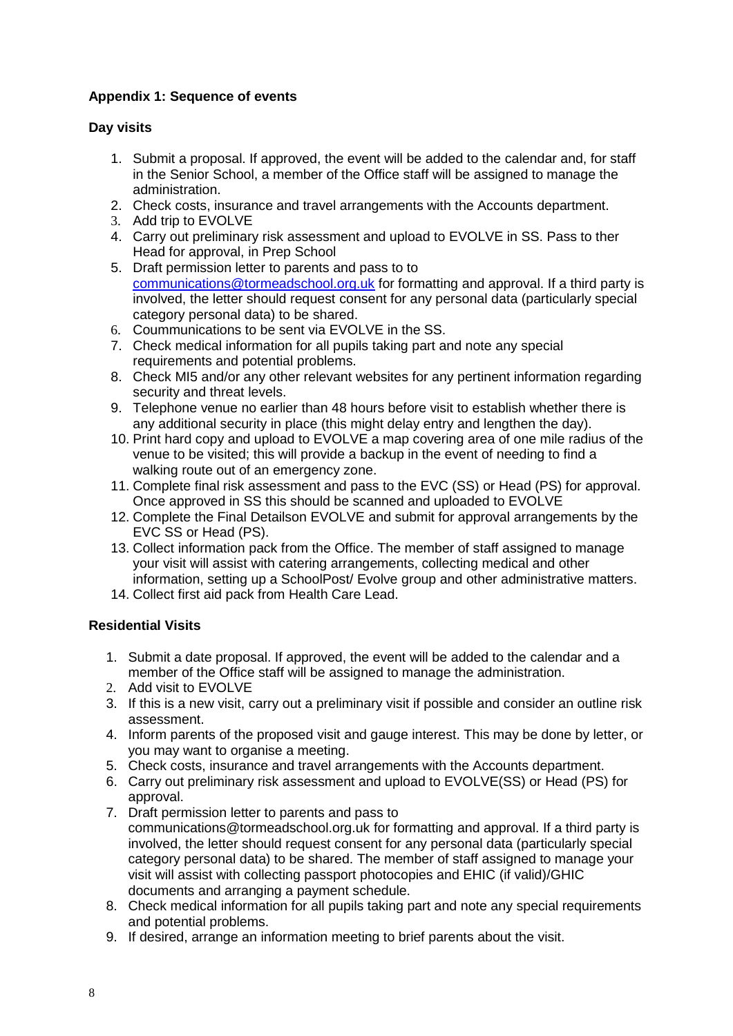**Appendix 1: Sequence of events**

**Day visits**

1. Submit a proposal. If approved, the event will be added to the calendar and, for staff in the Senior School, a member of the Office staff will be assigned to manage the administration.
2. Check costs, insurance and travel arrangements with the Accounts department.
3. Add trip to EVOLVE
4. Carry out preliminary risk assessment and upload to EVOLVE in SS. Pass to ther Head for approval, in Prep School
5. Draft permission letter to parents and pass to to communications@tormeadschool.org.uk for formatting and approval. If a third party is involved, the letter should request consent for any personal data (particularly special category personal data) to be shared.
6. Coummunications to be sent via EVOLVE in the SS.
7. Check medical information for all pupils taking part and note any special requirements and potential problems.
8. Check MI5 and/or any other relevant websites for any pertinent information regarding security and threat levels.
9. Telephone venue no earlier than 48 hours before visit to establish whether there is any additional security in place (this might delay entry and lengthen the day).
10. Print hard copy and upload to EVOLVE a map covering area of one mile radius of the venue to be visited; this will provide a backup in the event of needing to find a walking route out of an emergency zone.
11. Complete final risk assessment and pass to the EVC (SS) or Head (PS) for approval. Once approved in SS this should be scanned and uploaded to EVOLVE
12. Complete the Final Detailson EVOLVE and submit for approval arrangements by the EVC SS or Head (PS).
13. Collect information pack from the Office. The member of staff assigned to manage your visit will assist with catering arrangements, collecting medical and other information, setting up a SchoolPost/ Evolve group and other administrative matters.
14. Collect first aid pack from Health Care Lead.

**Residential Visits**

1. Submit a date proposal. If approved, the event will be added to the calendar and a member of the Office staff will be assigned to manage the administration.
2. Add visit to EVOLVE
3. If this is a new visit, carry out a preliminary visit if possible and consider an outline risk assessment.
4. Inform parents of the proposed visit and gauge interest. This may be done by letter, or you may want to organise a meeting.
5. Check costs, insurance and travel arrangements with the Accounts department.
6. Carry out preliminary risk assessment and upload to EVOLVE(SS) or Head (PS) for approval.
7. Draft permission letter to parents and pass to communications@tormeadschool.org.uk for formatting and approval. If a third party is involved, the letter should request consent for any personal data (particularly special category personal data) to be shared. The member of staff assigned to manage your visit will assist with collecting passport photocopies and EHIC (if valid)/GHIC documents and arranging a payment schedule.
8. Check medical information for all pupils taking part and note any special requirements and potential problems.
9. If desired, arrange an information meeting to brief parents about the visit.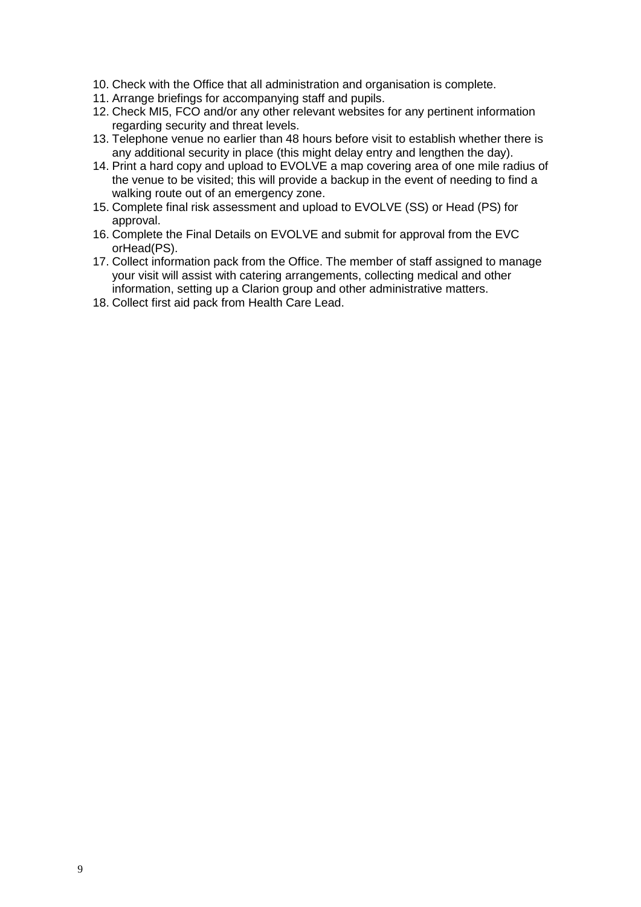10. Check with the Office that all administration and organisation is complete.
11. Arrange briefings for accompanying staff and pupils.
12. Check MI5, FCO and/or any other relevant websites for any pertinent information regarding security and threat levels.
13. Telephone venue no earlier than 48 hours before visit to establish whether there is any additional security in place (this might delay entry and lengthen the day).
14. Print a hard copy and upload to EVOLVE a map covering area of one mile radius of the venue to be visited; this will provide a backup in the event of needing to find a walking route out of an emergency zone.
15. Complete final risk assessment and upload to EVOLVE (SS) or Head (PS) for approval.
16. Complete the Final Details on EVOLVE and submit for approval from the EVC orHead(PS).
17. Collect information pack from the Office. The member of staff assigned to manage your visit will assist with catering arrangements, collecting medical and other information, setting up a Clarion group and other administrative matters.
18. Collect first aid pack from Health Care Lead.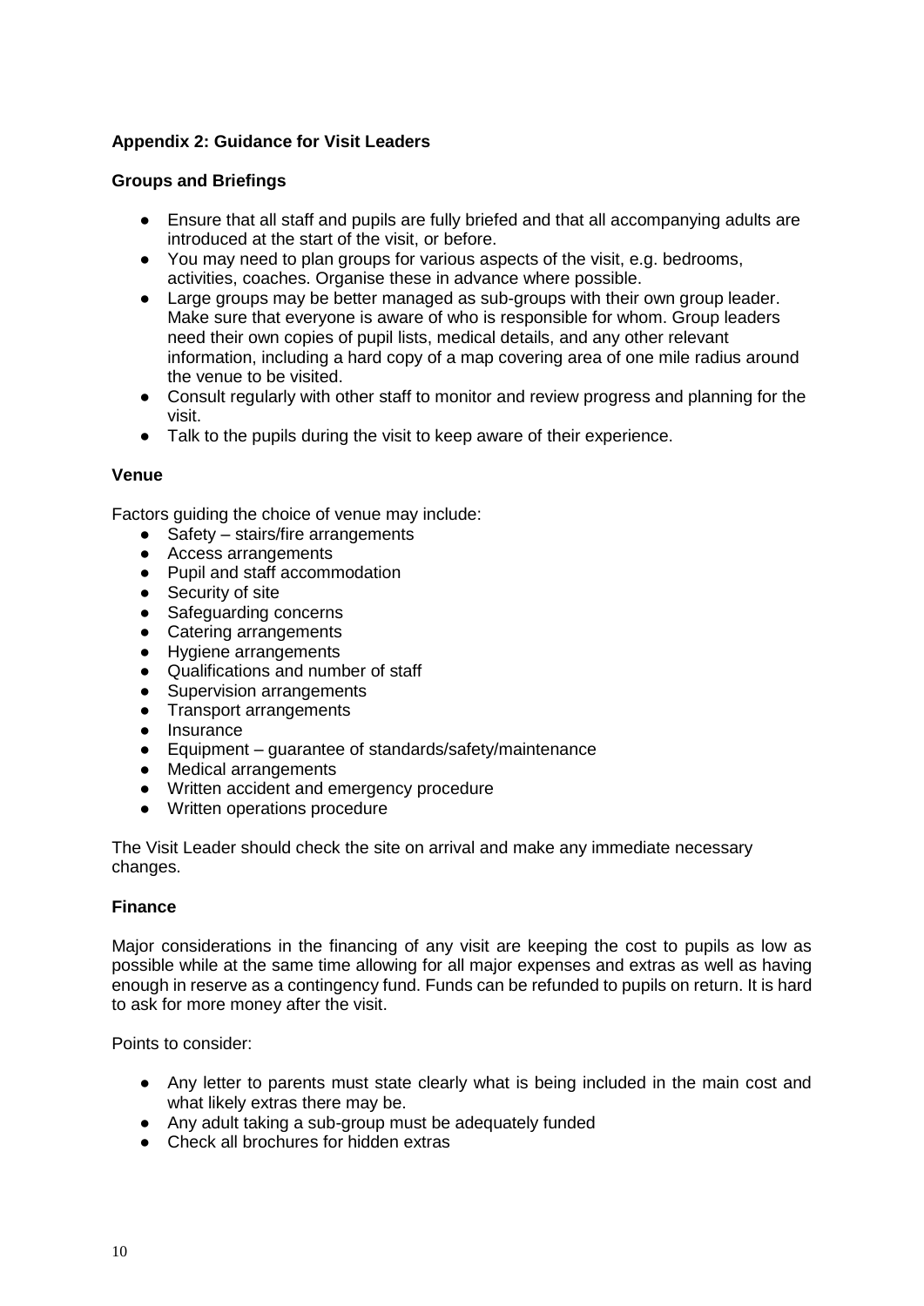## Appendix 2: Guidance for Visit Leaders

### Groups and Briefings

- Ensure that all staff and pupils are fully briefed and that all accompanying adults are introduced at the start of the visit, or before.
- You may need to plan groups for various aspects of the visit, e.g. bedrooms, activities, coaches. Organise these in advance where possible.
- Large groups may be better managed as sub-groups with their own group leader. Make sure that everyone is aware of who is responsible for whom. Group leaders need their own copies of pupil lists, medical details, and any other relevant information, including a hard copy of a map covering area of one mile radius around the venue to be visited.
- Consult regularly with other staff to monitor and review progress and planning for the visit.
- Talk to the pupils during the visit to keep aware of their experience.

### Venue

Factors guiding the choice of venue may include:

- Safety – stairs/fire arrangements
- Access arrangements
- Pupil and staff accommodation
- Security of site
- Safeguarding concerns
- Catering arrangements
- Hygiene arrangements
- Qualifications and number of staff
- Supervision arrangements
- Transport arrangements
- Insurance
- Equipment – guarantee of standards/safety/maintenance
- Medical arrangements
- Written accident and emergency procedure
- Written operations procedure

The Visit Leader should check the site on arrival and make any immediate necessary changes.

### Finance

Major considerations in the financing of any visit are keeping the cost to pupils as low as possible while at the same time allowing for all major expenses and extras as well as having enough in reserve as a contingency fund. Funds can be refunded to pupils on return. It is hard to ask for more money after the visit.

Points to consider:

- Any letter to parents must state clearly what is being included in the main cost and what likely extras there may be.
- Any adult taking a sub-group must be adequately funded
- Check all brochures for hidden extras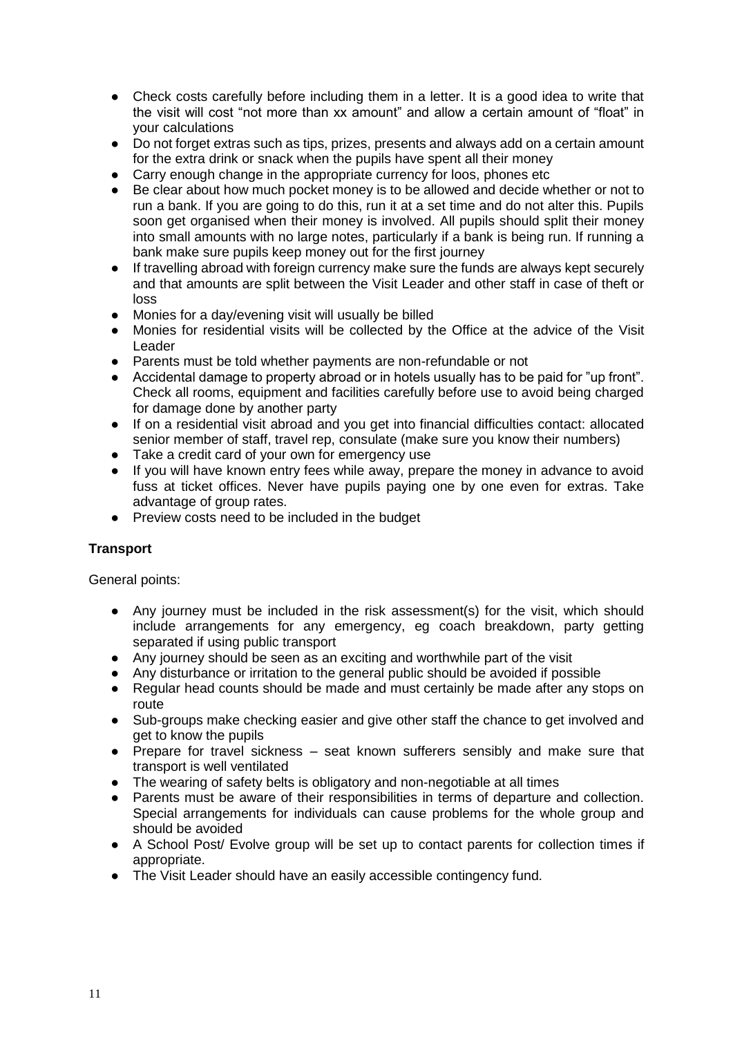- Check costs carefully before including them in a letter. It is a good idea to write that the visit will cost "not more than xx amount" and allow a certain amount of "float" in your calculations
- Do not forget extras such as tips, prizes, presents and always add on a certain amount for the extra drink or snack when the pupils have spent all their money
- Carry enough change in the appropriate currency for loos, phones etc
- Be clear about how much pocket money is to be allowed and decide whether or not to run a bank. If you are going to do this, run it at a set time and do not alter this. Pupils soon get organised when their money is involved. All pupils should split their money into small amounts with no large notes, particularly if a bank is being run. If running a bank make sure pupils keep money out for the first journey
- If travelling abroad with foreign currency make sure the funds are always kept securely and that amounts are split between the Visit Leader and other staff in case of theft or loss
- Monies for a day/evening visit will usually be billed
- Monies for residential visits will be collected by the Office at the advice of the Visit Leader
- Parents must be told whether payments are non-refundable or not
- Accidental damage to property abroad or in hotels usually has to be paid for "up front". Check all rooms, equipment and facilities carefully before use to avoid being charged for damage done by another party
- If on a residential visit abroad and you get into financial difficulties contact: allocated senior member of staff, travel rep, consulate (make sure you know their numbers)
- Take a credit card of your own for emergency use
- If you will have known entry fees while away, prepare the money in advance to avoid fuss at ticket offices. Never have pupils paying one by one even for extras. Take advantage of group rates.
- Preview costs need to be included in the budget

**Transport**

General points:

- Any journey must be included in the risk assessment(s) for the visit, which should include arrangements for any emergency, eg coach breakdown, party getting separated if using public transport
- Any journey should be seen as an exciting and worthwhile part of the visit
- Any disturbance or irritation to the general public should be avoided if possible
- Regular head counts should be made and must certainly be made after any stops on route
- Sub-groups make checking easier and give other staff the chance to get involved and get to know the pupils
- Prepare for travel sickness – seat known sufferers sensibly and make sure that transport is well ventilated
- The wearing of safety belts is obligatory and non-negotiable at all times
- Parents must be aware of their responsibilities in terms of departure and collection. Special arrangements for individuals can cause problems for the whole group and should be avoided
- A School Post/ Evolve group will be set up to contact parents for collection times if appropriate.
- The Visit Leader should have an easily accessible contingency fund.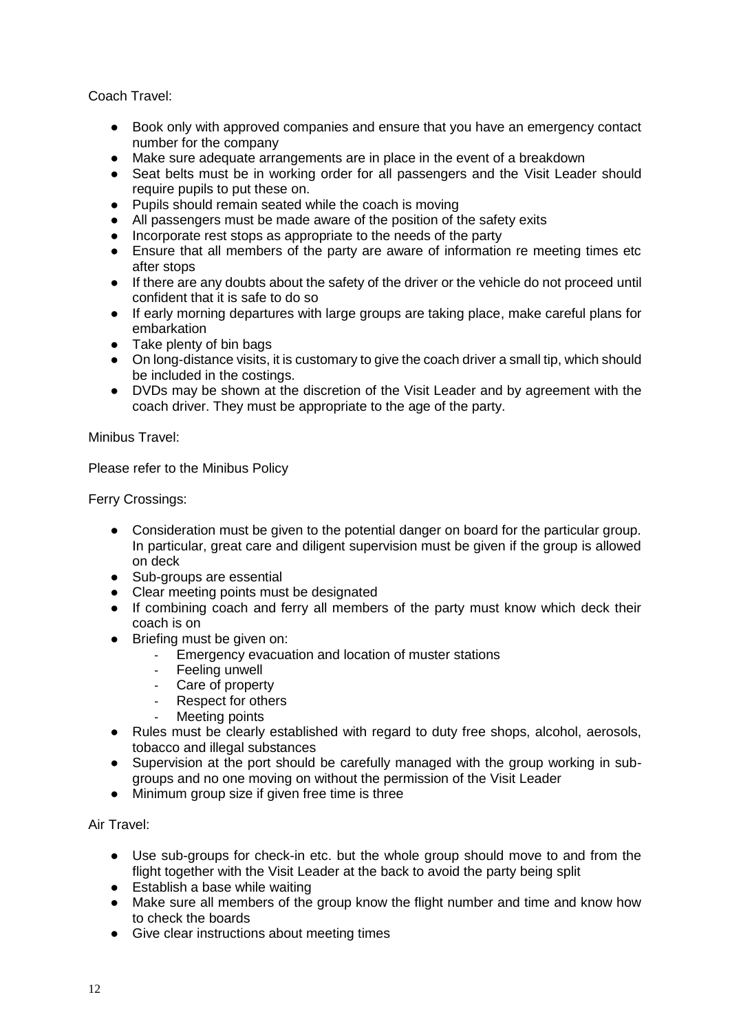Coach Travel:

- Book only with approved companies and ensure that you have an emergency contact number for the company
- Make sure adequate arrangements are in place in the event of a breakdown
- Seat belts must be in working order for all passengers and the Visit Leader should require pupils to put these on.
- Pupils should remain seated while the coach is moving
- All passengers must be made aware of the position of the safety exits
- Incorporate rest stops as appropriate to the needs of the party
- Ensure that all members of the party are aware of information re meeting times etc after stops
- If there are any doubts about the safety of the driver or the vehicle do not proceed until confident that it is safe to do so
- If early morning departures with large groups are taking place, make careful plans for embarkation
- Take plenty of bin bags
- On long-distance visits, it is customary to give the coach driver a small tip, which should be included in the costings.
- DVDs may be shown at the discretion of the Visit Leader and by agreement with the coach driver. They must be appropriate to the age of the party.

Minibus Travel:

Please refer to the Minibus Policy

Ferry Crossings:

- Consideration must be given to the potential danger on board for the particular group. In particular, great care and diligent supervision must be given if the group is allowed on deck
- Sub-groups are essential
- Clear meeting points must be designated
- If combining coach and ferry all members of the party must know which deck their coach is on
- Briefing must be given on:
  - Emergency evacuation and location of muster stations
  - Feeling unwell
  - Care of property
  - Respect for others
  - Meeting points
- Rules must be clearly established with regard to duty free shops, alcohol, aerosols, tobacco and illegal substances
- Supervision at the port should be carefully managed with the group working in sub-groups and no one moving on without the permission of the Visit Leader
- Minimum group size if given free time is three

Air Travel:

- Use sub-groups for check-in etc. but the whole group should move to and from the flight together with the Visit Leader at the back to avoid the party being split
- Establish a base while waiting
- Make sure all members of the group know the flight number and time and know how to check the boards
- Give clear instructions about meeting times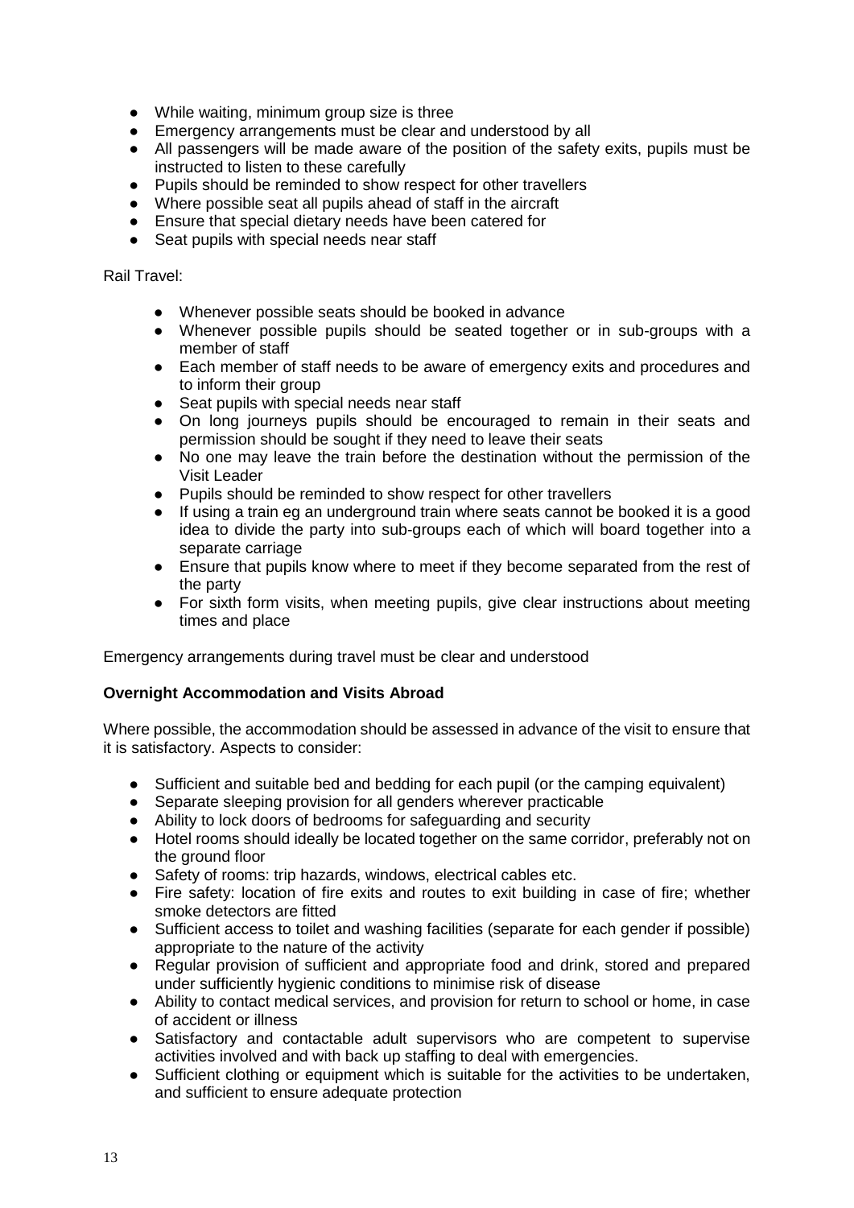- While waiting, minimum group size is three
- Emergency arrangements must be clear and understood by all
- All passengers will be made aware of the position of the safety exits, pupils must be instructed to listen to these carefully
- Pupils should be reminded to show respect for other travellers
- Where possible seat all pupils ahead of staff in the aircraft
- Ensure that special dietary needs have been catered for
- Seat pupils with special needs near staff

Rail Travel:

- Whenever possible seats should be booked in advance
- Whenever possible pupils should be seated together or in sub-groups with a member of staff
- Each member of staff needs to be aware of emergency exits and procedures and to inform their group
- Seat pupils with special needs near staff
- On long journeys pupils should be encouraged to remain in their seats and permission should be sought if they need to leave their seats
- No one may leave the train before the destination without the permission of the Visit Leader
- Pupils should be reminded to show respect for other travellers
- If using a train eg an underground train where seats cannot be booked it is a good idea to divide the party into sub-groups each of which will board together into a separate carriage
- Ensure that pupils know where to meet if they become separated from the rest of the party
- For sixth form visits, when meeting pupils, give clear instructions about meeting times and place

Emergency arrangements during travel must be clear and understood

**Overnight Accommodation and Visits Abroad**

Where possible, the accommodation should be assessed in advance of the visit to ensure that it is satisfactory. Aspects to consider:

- Sufficient and suitable bed and bedding for each pupil (or the camping equivalent)
- Separate sleeping provision for all genders wherever practicable
- Ability to lock doors of bedrooms for safeguarding and security
- Hotel rooms should ideally be located together on the same corridor, preferably not on the ground floor
- Safety of rooms: trip hazards, windows, electrical cables etc.
- Fire safety: location of fire exits and routes to exit building in case of fire; whether smoke detectors are fitted
- Sufficient access to toilet and washing facilities (separate for each gender if possible) appropriate to the nature of the activity
- Regular provision of sufficient and appropriate food and drink, stored and prepared under sufficiently hygienic conditions to minimise risk of disease
- Ability to contact medical services, and provision for return to school or home, in case of accident or illness
- Satisfactory and contactable adult supervisors who are competent to supervise activities involved and with back up staffing to deal with emergencies.
- Sufficient clothing or equipment which is suitable for the activities to be undertaken, and sufficient to ensure adequate protection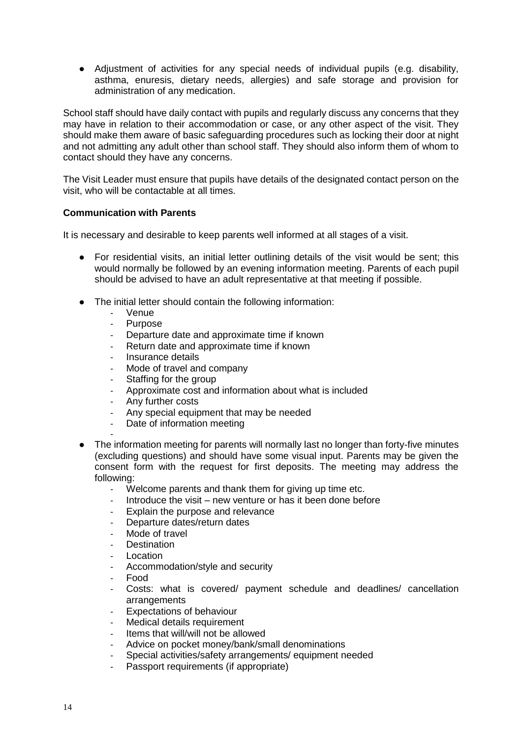- Adjustment of activities for any special needs of individual pupils (e.g. disability, asthma, enuresis, dietary needs, allergies) and safe storage and provision for administration of any medication.

School staff should have daily contact with pupils and regularly discuss any concerns that they may have in relation to their accommodation or case, or any other aspect of the visit. They should make them aware of basic safeguarding procedures such as locking their door at night and not admitting any adult other than school staff. They should also inform them of whom to contact should they have any concerns.

The Visit Leader must ensure that pupils have details of the designated contact person on the visit, who will be contactable at all times.

**Communication with Parents**

It is necessary and desirable to keep parents well informed at all stages of a visit.

- For residential visits, an initial letter outlining details of the visit would be sent; this would normally be followed by an evening information meeting. Parents of each pupil should be advised to have an adult representative at that meeting if possible.

- The initial letter should contain the following information:
  - Venue
  - Purpose
  - Departure date and approximate time if known
  - Return date and approximate time if known
  - Insurance details
  - Mode of travel and company
  - Staffing for the group
  - Approximate cost and information about what is included
  - Any further costs
  - Any special equipment that may be needed
  - Date of information meeting

- The information meeting for parents will normally last no longer than forty-five minutes (excluding questions) and should have some visual input. Parents may be given the consent form with the request for first deposits. The meeting may address the following:
  - Welcome parents and thank them for giving up time etc.
  - Introduce the visit – new venture or has it been done before
  - Explain the purpose and relevance
  - Departure dates/return dates
  - Mode of travel
  - Destination
  - Location
  - Accommodation/style and security
  - Food
  - Costs: what is covered/ payment schedule and deadlines/ cancellation arrangements
  - Expectations of behaviour
  - Medical details requirement
  - Items that will/will not be allowed
  - Advice on pocket money/bank/small denominations
  - Special activities/safety arrangements/ equipment needed
  - Passport requirements (if appropriate)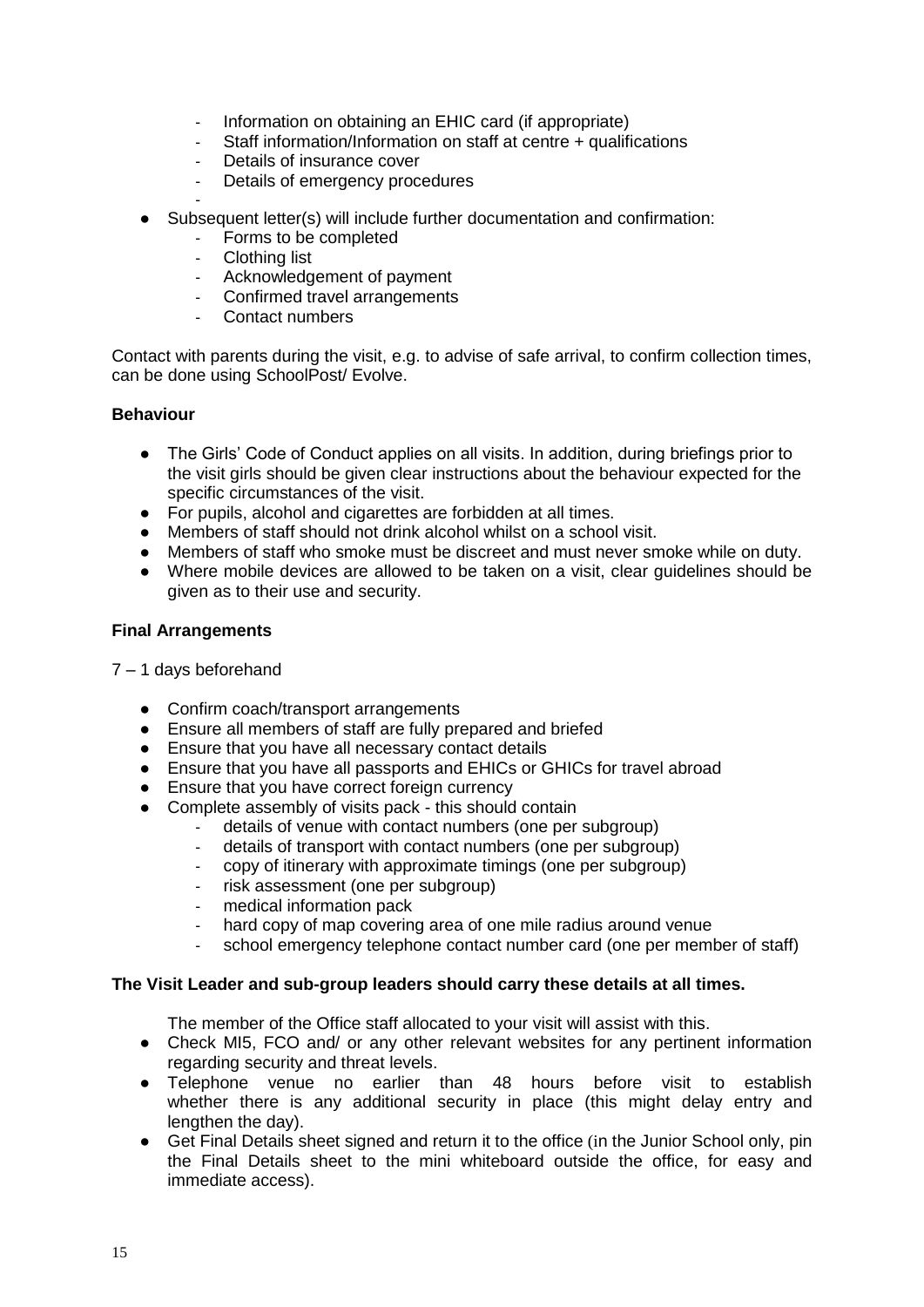- Information on obtaining an EHIC card (if appropriate)
- Staff information/Information on staff at centre + qualifications
- Details of insurance cover
- Details of emergency procedures

- Subsequent letter(s) will include further documentation and confirmation:
  - Forms to be completed
  - Clothing list
  - Acknowledgement of payment
  - Confirmed travel arrangements
  - Contact numbers

Contact with parents during the visit, e.g. to advise of safe arrival, to confirm collection times, can be done using SchoolPost/ Evolve.

**Behaviour**

- The Girls' Code of Conduct applies on all visits. In addition, during briefings prior to the visit girls should be given clear instructions about the behaviour expected for the specific circumstances of the visit.
- For pupils, alcohol and cigarettes are forbidden at all times.
- Members of staff should not drink alcohol whilst on a school visit.
- Members of staff who smoke must be discreet and must never smoke while on duty.
- Where mobile devices are allowed to be taken on a visit, clear guidelines should be given as to their use and security.

**Final Arrangements**

7 – 1 days beforehand

- Confirm coach/transport arrangements
- Ensure all members of staff are fully prepared and briefed
- Ensure that you have all necessary contact details
- Ensure that you have all passports and EHICs or GHICs for travel abroad
- Ensure that you have correct foreign currency
- Complete assembly of visits pack - this should contain
  - details of venue with contact numbers (one per subgroup)
  - details of transport with contact numbers (one per subgroup)
  - copy of itinerary with approximate timings (one per subgroup)
  - risk assessment (one per subgroup)
  - medical information pack
  - hard copy of map covering area of one mile radius around venue
  - school emergency telephone contact number card (one per member of staff)

**The Visit Leader and sub-group leaders should carry these details at all times.**

The member of the Office staff allocated to your visit will assist with this.

- Check MI5, FCO and/ or any other relevant websites for any pertinent information regarding security and threat levels.
- Telephone venue no earlier than 48 hours before visit to establish whether there is any additional security in place (this might delay entry and lengthen the day).
- Get Final Details sheet signed and return it to the office (in the Junior School only, pin the Final Details sheet to the mini whiteboard outside the office, for easy and immediate access).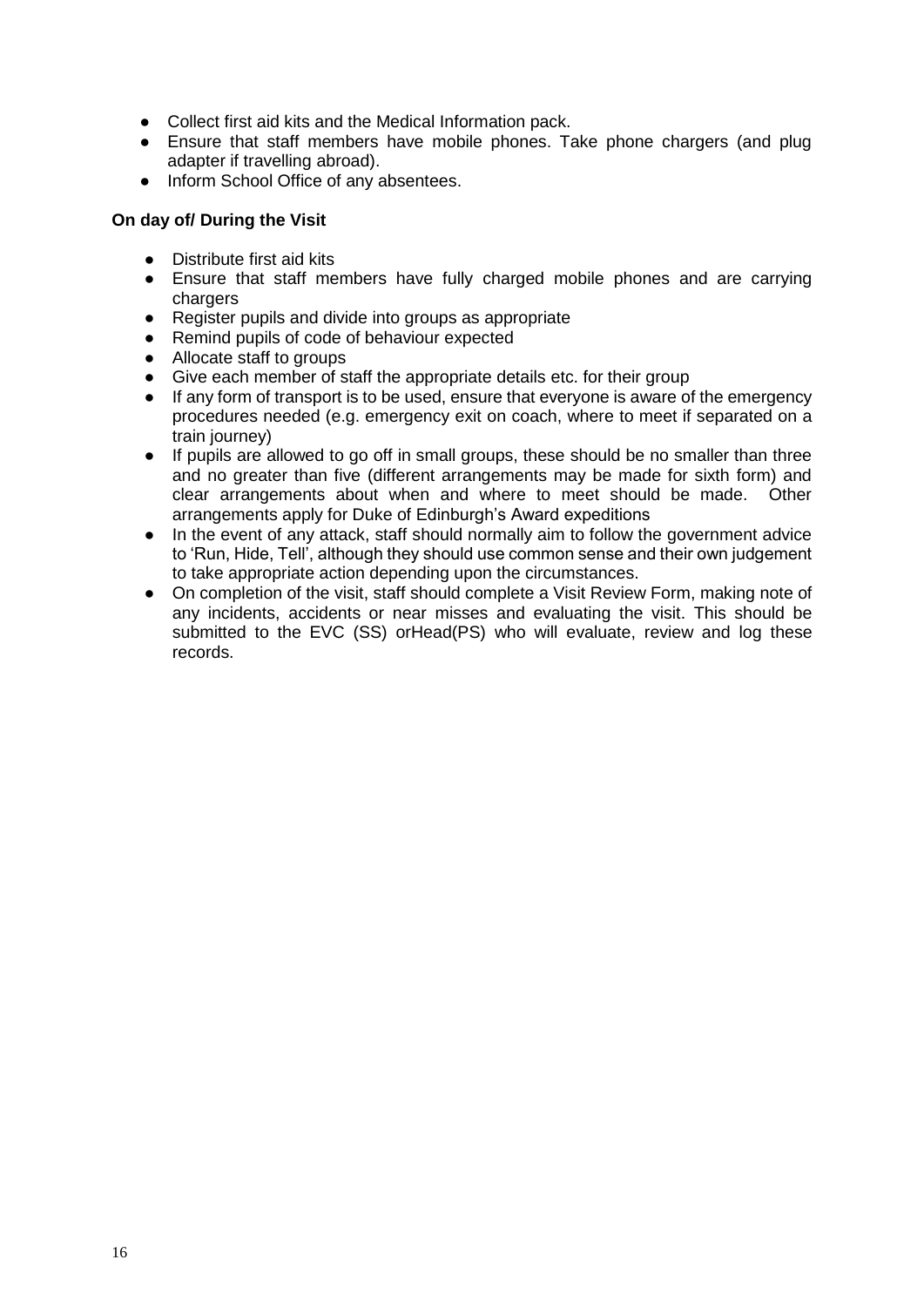- Collect first aid kits and the Medical Information pack.
- Ensure that staff members have mobile phones. Take phone chargers (and plug adapter if travelling abroad).
- Inform School Office of any absentees.

**On day of/ During the Visit**

- Distribute first aid kits
- Ensure that staff members have fully charged mobile phones and are carrying chargers
- Register pupils and divide into groups as appropriate
- Remind pupils of code of behaviour expected
- Allocate staff to groups
- Give each member of staff the appropriate details etc. for their group
- If any form of transport is to be used, ensure that everyone is aware of the emergency procedures needed (e.g. emergency exit on coach, where to meet if separated on a train journey)
- If pupils are allowed to go off in small groups, these should be no smaller than three and no greater than five (different arrangements may be made for sixth form) and clear arrangements about when and where to meet should be made. Other arrangements apply for Duke of Edinburgh's Award expeditions
- In the event of any attack, staff should normally aim to follow the government advice to 'Run, Hide, Tell', although they should use common sense and their own judgement to take appropriate action depending upon the circumstances.
- On completion of the visit, staff should complete a Visit Review Form, making note of any incidents, accidents or near misses and evaluating the visit. This should be submitted to the EVC (SS) orHead(PS) who will evaluate, review and log these records.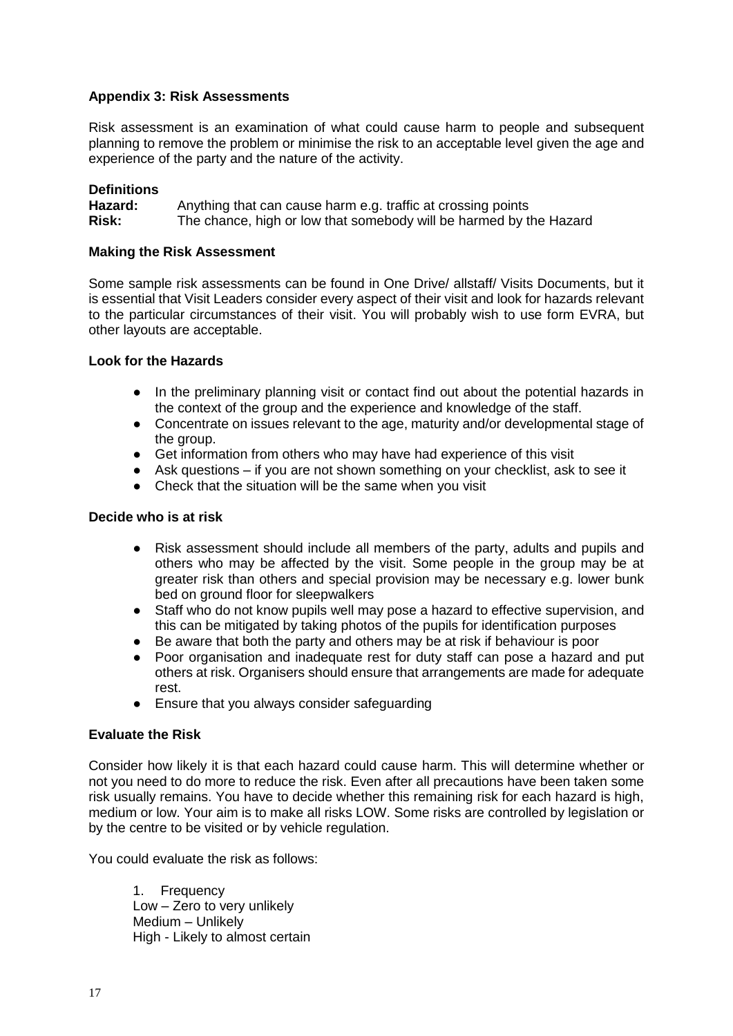### Appendix 3: Risk Assessments

Risk assessment is an examination of what could cause harm to people and subsequent planning to remove the problem or minimise the risk to an acceptable level given the age and experience of the party and the nature of the activity.

**Definitions**

**Hazard:** Anything that can cause harm e.g. traffic at crossing points

**Risk:** The chance, high or low that somebody will be harmed by the Hazard

**Making the Risk Assessment**

Some sample risk assessments can be found in One Drive/ allstaff/ Visits Documents, but it is essential that Visit Leaders consider every aspect of their visit and look for hazards relevant to the particular circumstances of their visit. You will probably wish to use form EVRA, but other layouts are acceptable.

**Look for the Hazards**

- In the preliminary planning visit or contact find out about the potential hazards in the context of the group and the experience and knowledge of the staff.
- Concentrate on issues relevant to the age, maturity and/or developmental stage of the group.
- Get information from others who may have had experience of this visit
- Ask questions – if you are not shown something on your checklist, ask to see it
- Check that the situation will be the same when you visit

**Decide who is at risk**

- Risk assessment should include all members of the party, adults and pupils and others who may be affected by the visit. Some people in the group may be at greater risk than others and special provision may be necessary e.g. lower bunk bed on ground floor for sleepwalkers
- Staff who do not know pupils well may pose a hazard to effective supervision, and this can be mitigated by taking photos of the pupils for identification purposes
- Be aware that both the party and others may be at risk if behaviour is poor
- Poor organisation and inadequate rest for duty staff can pose a hazard and put others at risk. Organisers should ensure that arrangements are made for adequate rest.
- Ensure that you always consider safeguarding

**Evaluate the Risk**

Consider how likely it is that each hazard could cause harm. This will determine whether or not you need to do more to reduce the risk. Even after all precautions have been taken some risk usually remains. You have to decide whether this remaining risk for each hazard is high, medium or low. Your aim is to make all risks LOW. Some risks are controlled by legislation or by the centre to be visited or by vehicle regulation.

You could evaluate the risk as follows:

1. Frequency

Low – Zero to very unlikely
Medium – Unlikely
High - Likely to almost certain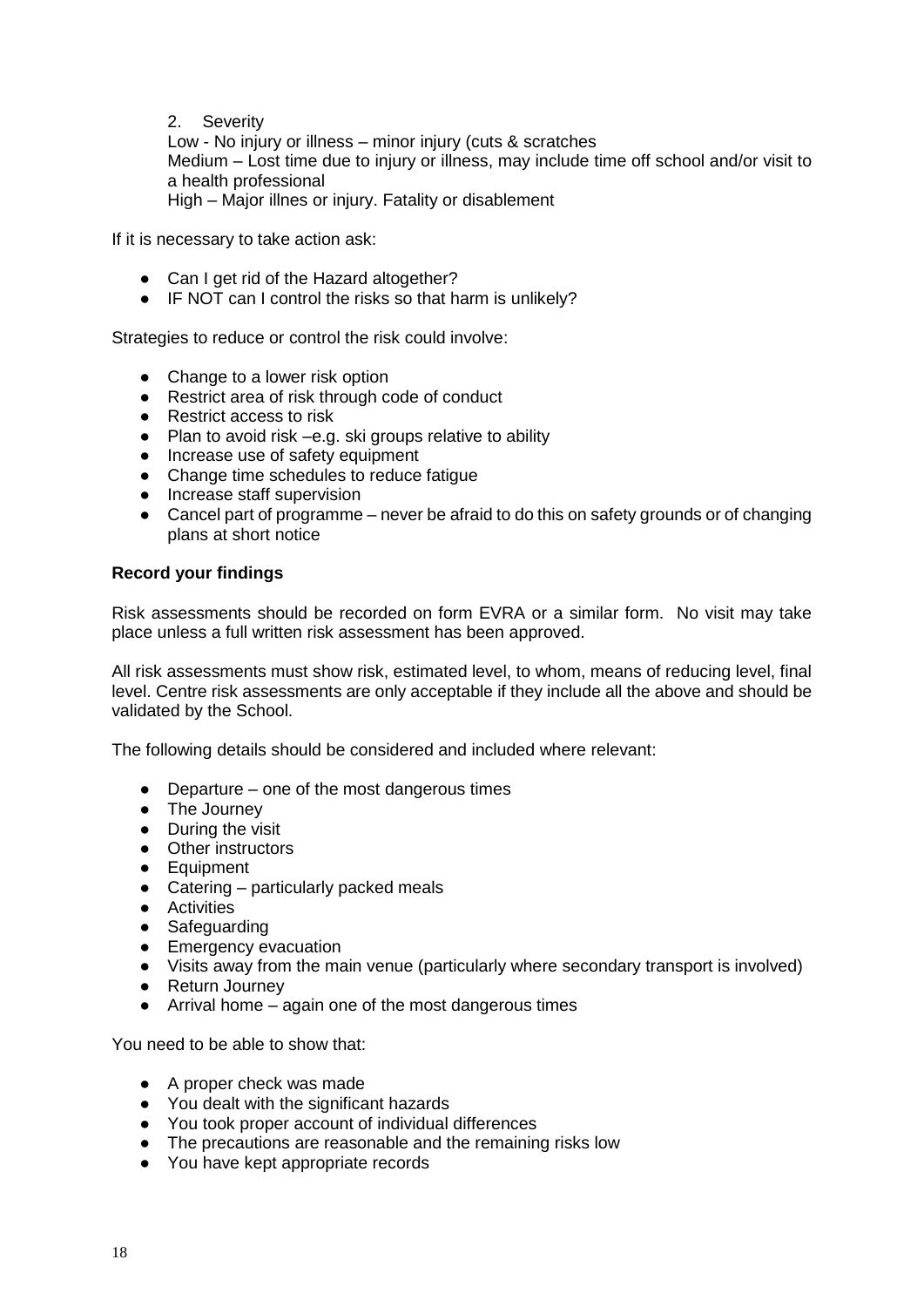2. Severity

Low - No injury or illness – minor injury (cuts & scratches

Medium – Lost time due to injury or illness, may include time off school and/or visit to a health professional

High – Major illnes or injury. Fatality or disablement

If it is necessary to take action ask:

- Can I get rid of the Hazard altogether?
- IF NOT can I control the risks so that harm is unlikely?

Strategies to reduce or control the risk could involve:

- Change to a lower risk option
- Restrict area of risk through code of conduct
- Restrict access to risk
- Plan to avoid risk –e.g. ski groups relative to ability
- Increase use of safety equipment
- Change time schedules to reduce fatigue
- Increase staff supervision
- Cancel part of programme – never be afraid to do this on safety grounds or of changing plans at short notice

**Record your findings**

Risk assessments should be recorded on form EVRA or a similar form. No visit may take place unless a full written risk assessment has been approved.

All risk assessments must show risk, estimated level, to whom, means of reducing level, final level. Centre risk assessments are only acceptable if they include all the above and should be validated by the School.

The following details should be considered and included where relevant:

- Departure – one of the most dangerous times
- The Journey
- During the visit
- Other instructors
- Equipment
- Catering – particularly packed meals
- Activities
- Safeguarding
- Emergency evacuation
- Visits away from the main venue (particularly where secondary transport is involved)
- Return Journey
- Arrival home – again one of the most dangerous times

You need to be able to show that:

- A proper check was made
- You dealt with the significant hazards
- You took proper account of individual differences
- The precautions are reasonable and the remaining risks low
- You have kept appropriate records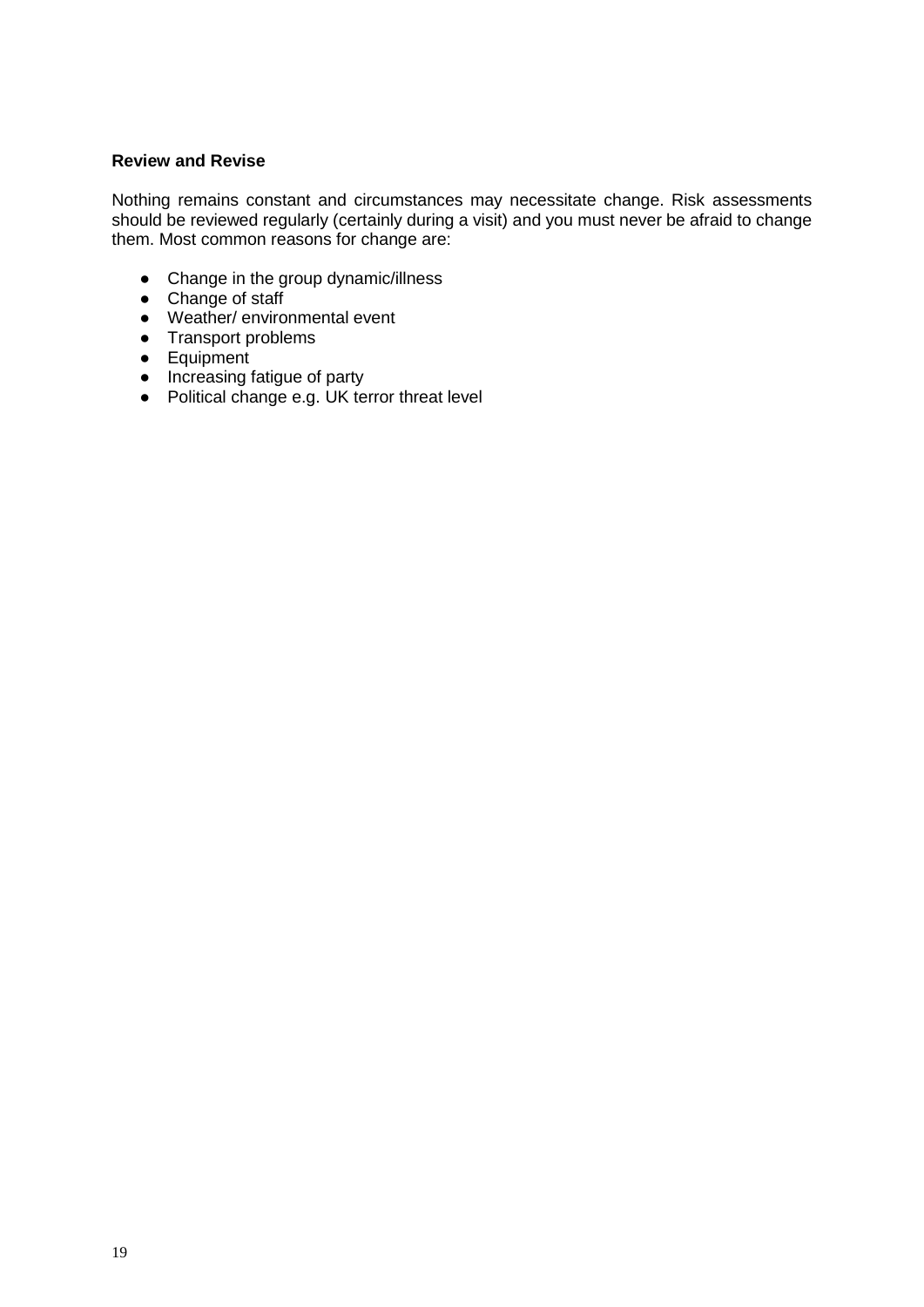**Review and Revise**

Nothing remains constant and circumstances may necessitate change. Risk assessments should be reviewed regularly (certainly during a visit) and you must never be afraid to change them. Most common reasons for change are:

- Change in the group dynamic/illness
- Change of staff
- Weather/ environmental event
- Transport problems
- Equipment
- Increasing fatigue of party
- Political change e.g. UK terror threat level